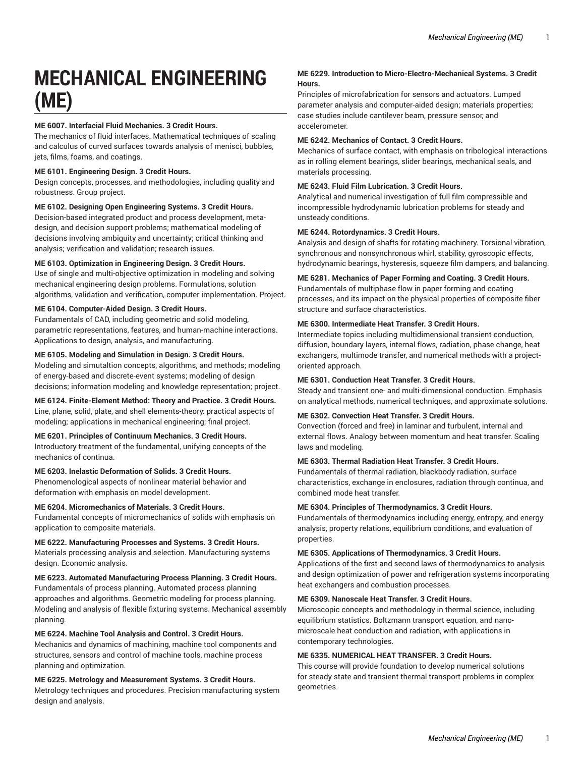# MECHANICAL ENGINEERING (ME)

**ME 6007. Interfacial Fluid Mechanics. 3 Credit Hours.**
The mechanics of fluid interfaces. Mathematical techniques of scaling and calculus of curved surfaces towards analysis of menisci, bubbles, jets, films, foams, and coatings.

**ME 6101. Engineering Design. 3 Credit Hours.**
Design concepts, processes, and methodologies, including quality and robustness. Group project.

**ME 6102. Designing Open Engineering Systems. 3 Credit Hours.**
Decision-based integrated product and process development, meta-design, and decision support problems; mathematical modeling of decisions involving ambiguity and uncertainty; critical thinking and analysis; verification and validation; research issues.

**ME 6103. Optimization in Engineering Design. 3 Credit Hours.**
Use of single and multi-objective optimization in modeling and solving mechanical engineering design problems. Formulations, solution algorithms, validation and verification, computer implementation. Project.

**ME 6104. Computer-Aided Design. 3 Credit Hours.**
Fundamentals of CAD, including geometric and solid modeling, parametric representations, features, and human-machine interactions. Applications to design, analysis, and manufacturing.

**ME 6105. Modeling and Simulation in Design. 3 Credit Hours.**
Modeling and simutaltion concepts, algorithms, and methods; modeling of energy-based and discrete-event systems; modeling of design decisions; information modeling and knowledge representation; project.

**ME 6124. Finite-Element Method: Theory and Practice. 3 Credit Hours.**
Line, plane, solid, plate, and shell elements-theory: practical aspects of modeling; applications in mechanical engineering; final project.

**ME 6201. Principles of Continuum Mechanics. 3 Credit Hours.**
Introductory treatment of the fundamental, unifying concepts of the mechanics of continua.

**ME 6203. Inelastic Deformation of Solids. 3 Credit Hours.**
Phenomenological aspects of nonlinear material behavior and deformation with emphasis on model development.

**ME 6204. Micromechanics of Materials. 3 Credit Hours.**
Fundamental concepts of micromechanics of solids with emphasis on application to composite materials.

**ME 6222. Manufacturing Processes and Systems. 3 Credit Hours.**
Materials processing analysis and selection. Manufacturing systems design. Economic analysis.

**ME 6223. Automated Manufacturing Process Planning. 3 Credit Hours.**
Fundamentals of process planning. Automated process planning approaches and algorithms. Geometric modeling for process planning. Modeling and analysis of flexible fixturing systems. Mechanical assembly planning.

**ME 6224. Machine Tool Analysis and Control. 3 Credit Hours.**
Mechanics and dynamics of machining, machine tool components and structures, sensors and control of machine tools, machine process planning and optimization.

**ME 6225. Metrology and Measurement Systems. 3 Credit Hours.**
Metrology techniques and procedures. Precision manufacturing system design and analysis.

**ME 6229. Introduction to Micro-Electro-Mechanical Systems. 3 Credit Hours.**
Principles of microfabrication for sensors and actuators. Lumped parameter analysis and computer-aided design; materials properties; case studies include cantilever beam, pressure sensor, and accelerometer.

**ME 6242. Mechanics of Contact. 3 Credit Hours.**
Mechanics of surface contact, with emphasis on tribological interactions as in rolling element bearings, slider bearings, mechanical seals, and materials processing.

**ME 6243. Fluid Film Lubrication. 3 Credit Hours.**
Analytical and numerical investigation of full film compressible and incompressible hydrodynamic lubrication problems for steady and unsteady conditions.

**ME 6244. Rotordynamics. 3 Credit Hours.**
Analysis and design of shafts for rotating machinery. Torsional vibration, synchronous and nonsynchronous whirl, stability, gyroscopic effects, hydrodynamic bearings, hysteresis, squeeze film dampers, and balancing.

**ME 6281. Mechanics of Paper Forming and Coating. 3 Credit Hours.**
Fundamentals of multiphase flow in paper forming and coating processes, and its impact on the physical properties of composite fiber structure and surface characteristics.

**ME 6300. Intermediate Heat Transfer. 3 Credit Hours.**
Intermediate topics including multidimensional transient conduction, diffusion, boundary layers, internal flows, radiation, phase change, heat exchangers, multimode transfer, and numerical methods with a project-oriented approach.

**ME 6301. Conduction Heat Transfer. 3 Credit Hours.**
Steady and transient one- and multi-dimensional conduction. Emphasis on analytical methods, numerical techniques, and approximate solutions.

**ME 6302. Convection Heat Transfer. 3 Credit Hours.**
Convection (forced and free) in laminar and turbulent, internal and external flows. Analogy between momentum and heat transfer. Scaling laws and modeling.

**ME 6303. Thermal Radiation Heat Transfer. 3 Credit Hours.**
Fundamentals of thermal radiation, blackbody radiation, surface characteristics, exchange in enclosures, radiation through continua, and combined mode heat transfer.

**ME 6304. Principles of Thermodynamics. 3 Credit Hours.**
Fundamentals of thermodynamics including energy, entropy, and energy analysis, property relations, equilibrium conditions, and evaluation of properties.

**ME 6305. Applications of Thermodynamics. 3 Credit Hours.**
Applications of the first and second laws of thermodynamics to analysis and design optimization of power and refrigeration systems incorporating heat exchangers and combustion processes.

**ME 6309. Nanoscale Heat Transfer. 3 Credit Hours.**
Microscopic concepts and methodology in thermal science, including equilibrium statistics. Boltzmann transport equation, and nano-microscale heat conduction and radiation, with applications in contemporary technologies.

**ME 6335. NUMERICAL HEAT TRANSFER. 3 Credit Hours.**
This course will provide foundation to develop numerical solutions for steady state and transient thermal transport problems in complex geometries.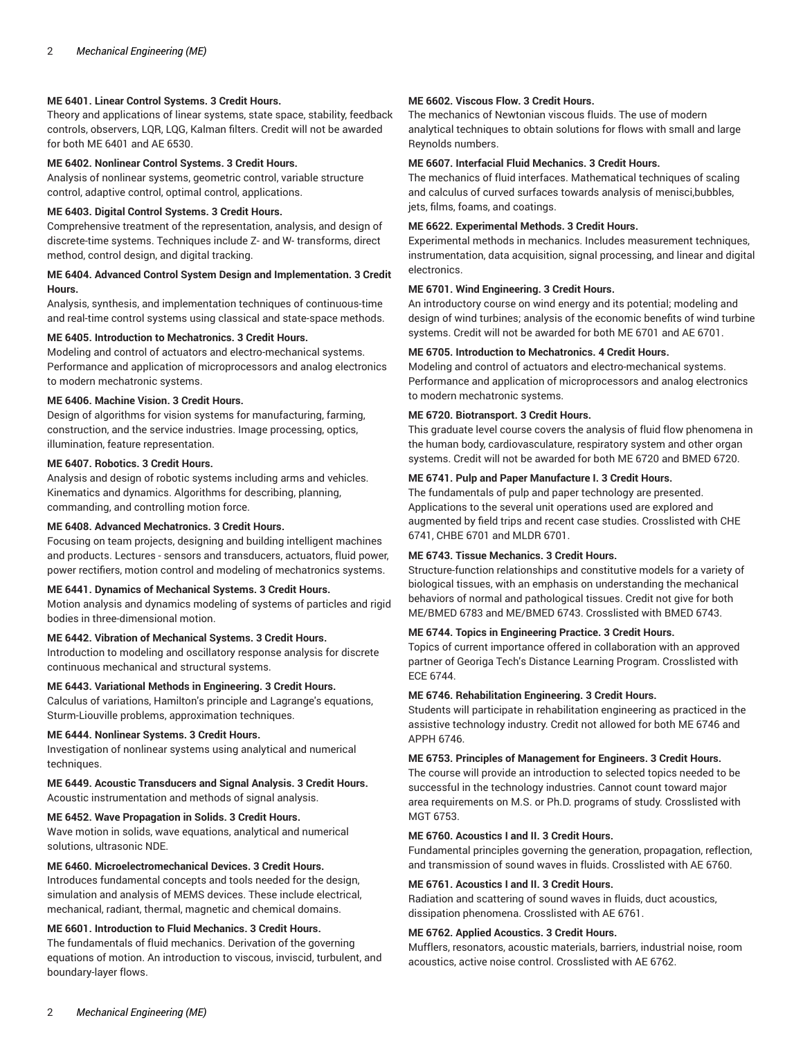**ME 6401. Linear Control Systems. 3 Credit Hours.**
Theory and applications of linear systems, state space, stability, feedback controls, observers, LQR, LQG, Kalman filters. Credit will not be awarded for both ME 6401 and AE 6530.

**ME 6402. Nonlinear Control Systems. 3 Credit Hours.**
Analysis of nonlinear systems, geometric control, variable structure control, adaptive control, optimal control, applications.

**ME 6403. Digital Control Systems. 3 Credit Hours.**
Comprehensive treatment of the representation, analysis, and design of discrete-time systems. Techniques include Z- and W- transforms, direct method, control design, and digital tracking.

**ME 6404. Advanced Control System Design and Implementation. 3 Credit Hours.**
Analysis, synthesis, and implementation techniques of continuous-time and real-time control systems using classical and state-space methods.

**ME 6405. Introduction to Mechatronics. 3 Credit Hours.**
Modeling and control of actuators and electro-mechanical systems. Performance and application of microprocessors and analog electronics to modern mechatronic systems.

**ME 6406. Machine Vision. 3 Credit Hours.**
Design of algorithms for vision systems for manufacturing, farming, construction, and the service industries. Image processing, optics, illumination, feature representation.

**ME 6407. Robotics. 3 Credit Hours.**
Analysis and design of robotic systems including arms and vehicles. Kinematics and dynamics. Algorithms for describing, planning, commanding, and controlling motion force.

**ME 6408. Advanced Mechatronics. 3 Credit Hours.**
Focusing on team projects, designing and building intelligent machines and products. Lectures - sensors and transducers, actuators, fluid power, power rectifiers, motion control and modeling of mechatronics systems.

**ME 6441. Dynamics of Mechanical Systems. 3 Credit Hours.**
Motion analysis and dynamics modeling of systems of particles and rigid bodies in three-dimensional motion.

**ME 6442. Vibration of Mechanical Systems. 3 Credit Hours.**
Introduction to modeling and oscillatory response analysis for discrete continuous mechanical and structural systems.

**ME 6443. Variational Methods in Engineering. 3 Credit Hours.**
Calculus of variations, Hamilton's principle and Lagrange's equations, Sturm-Liouville problems, approximation techniques.

**ME 6444. Nonlinear Systems. 3 Credit Hours.**
Investigation of nonlinear systems using analytical and numerical techniques.

**ME 6449. Acoustic Transducers and Signal Analysis. 3 Credit Hours.**
Acoustic instrumentation and methods of signal analysis.

**ME 6452. Wave Propagation in Solids. 3 Credit Hours.**
Wave motion in solids, wave equations, analytical and numerical solutions, ultrasonic NDE.

**ME 6460. Microelectromechanical Devices. 3 Credit Hours.**
Introduces fundamental concepts and tools needed for the design, simulation and analysis of MEMS devices. These include electrical, mechanical, radiant, thermal, magnetic and chemical domains.

**ME 6601. Introduction to Fluid Mechanics. 3 Credit Hours.**
The fundamentals of fluid mechanics. Derivation of the governing equations of motion. An introduction to viscous, inviscid, turbulent, and boundary-layer flows.

**ME 6602. Viscous Flow. 3 Credit Hours.**
The mechanics of Newtonian viscous fluids. The use of modern analytical techniques to obtain solutions for flows with small and large Reynolds numbers.

**ME 6607. Interfacial Fluid Mechanics. 3 Credit Hours.**
The mechanics of fluid interfaces. Mathematical techniques of scaling and calculus of curved surfaces towards analysis of menisci,bubbles, jets, films, foams, and coatings.

**ME 6622. Experimental Methods. 3 Credit Hours.**
Experimental methods in mechanics. Includes measurement techniques, instrumentation, data acquisition, signal processing, and linear and digital electronics.

**ME 6701. Wind Engineering. 3 Credit Hours.**
An introductory course on wind energy and its potential; modeling and design of wind turbines; analysis of the economic benefits of wind turbine systems. Credit will not be awarded for both ME 6701 and AE 6701.

**ME 6705. Introduction to Mechatronics. 4 Credit Hours.**
Modeling and control of actuators and electro-mechanical systems. Performance and application of microprocessors and analog electronics to modern mechatronic systems.

**ME 6720. Biotransport. 3 Credit Hours.**
This graduate level course covers the analysis of fluid flow phenomena in the human body, cardiovasculature, respiratory system and other organ systems. Credit will not be awarded for both ME 6720 and BMED 6720.

**ME 6741. Pulp and Paper Manufacture I. 3 Credit Hours.**
The fundamentals of pulp and paper technology are presented. Applications to the several unit operations used are explored and augmented by field trips and recent case studies. Crosslisted with CHE 6741, CHBE 6701 and MLDR 6701.

**ME 6743. Tissue Mechanics. 3 Credit Hours.**
Structure-function relationships and constitutive models for a variety of biological tissues, with an emphasis on understanding the mechanical behaviors of normal and pathological tissues. Credit not give for both ME/BMED 6783 and ME/BMED 6743. Crosslisted with BMED 6743.

**ME 6744. Topics in Engineering Practice. 3 Credit Hours.**
Topics of current importance offered in collaboration with an approved partner of Georiga Tech's Distance Learning Program. Crosslisted with ECE 6744.

**ME 6746. Rehabilitation Engineering. 3 Credit Hours.**
Students will participate in rehabilitation engineering as practiced in the assistive technology industry. Credit not allowed for both ME 6746 and APPH 6746.

**ME 6753. Principles of Management for Engineers. 3 Credit Hours.**
The course will provide an introduction to selected topics needed to be successful in the technology industries. Cannot count toward major area requirements on M.S. or Ph.D. programs of study. Crosslisted with MGT 6753.

**ME 6760. Acoustics I and II. 3 Credit Hours.**
Fundamental principles governing the generation, propagation, reflection, and transmission of sound waves in fluids. Crosslisted with AE 6760.

**ME 6761. Acoustics I and II. 3 Credit Hours.**
Radiation and scattering of sound waves in fluids, duct acoustics, dissipation phenomena. Crosslisted with AE 6761.

**ME 6762. Applied Acoustics. 3 Credit Hours.**
Mufflers, resonators, acoustic materials, barriers, industrial noise, room acoustics, active noise control. Crosslisted with AE 6762.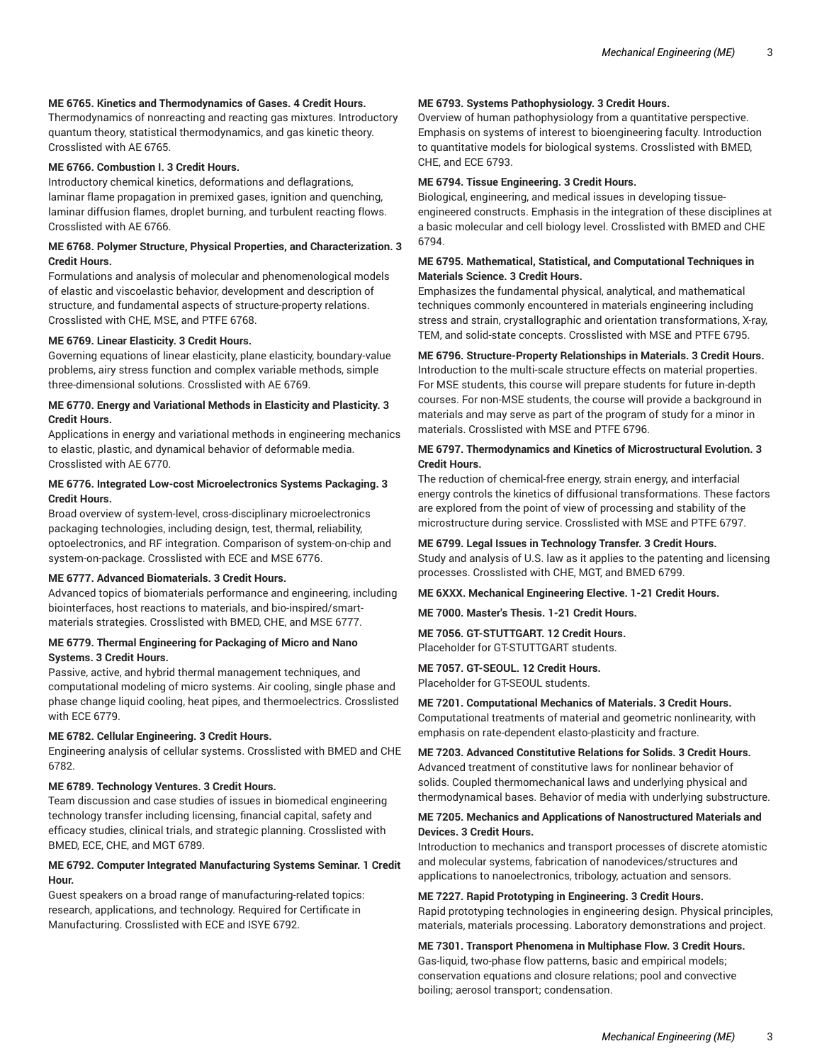**ME 6765. Kinetics and Thermodynamics of Gases. 4 Credit Hours.**
Thermodynamics of nonreacting and reacting gas mixtures. Introductory quantum theory, statistical thermodynamics, and gas kinetic theory. Crosslisted with AE 6765.

**ME 6766. Combustion I. 3 Credit Hours.**
Introductory chemical kinetics, deformations and deflagrations, laminar flame propagation in premixed gases, ignition and quenching, laminar diffusion flames, droplet burning, and turbulent reacting flows. Crosslisted with AE 6766.

**ME 6768. Polymer Structure, Physical Properties, and Characterization. 3 Credit Hours.**
Formulations and analysis of molecular and phenomenological models of elastic and viscoelastic behavior, development and description of structure, and fundamental aspects of structure-property relations. Crosslisted with CHE, MSE, and PTFE 6768.

**ME 6769. Linear Elasticity. 3 Credit Hours.**
Governing equations of linear elasticity, plane elasticity, boundary-value problems, airy stress function and complex variable methods, simple three-dimensional solutions. Crosslisted with AE 6769.

**ME 6770. Energy and Variational Methods in Elasticity and Plasticity. 3 Credit Hours.**
Applications in energy and variational methods in engineering mechanics to elastic, plastic, and dynamical behavior of deformable media. Crosslisted with AE 6770.

**ME 6776. Integrated Low-cost Microelectronics Systems Packaging. 3 Credit Hours.**
Broad overview of system-level, cross-disciplinary microelectronics packaging technologies, including design, test, thermal, reliability, optoelectronics, and RF integration. Comparison of system-on-chip and system-on-package. Crosslisted with ECE and MSE 6776.

**ME 6777. Advanced Biomaterials. 3 Credit Hours.**
Advanced topics of biomaterials performance and engineering, including biointerfaces, host reactions to materials, and bio-inspired/smart-materials strategies. Crosslisted with BMED, CHE, and MSE 6777.

**ME 6779. Thermal Engineering for Packaging of Micro and Nano Systems. 3 Credit Hours.**
Passive, active, and hybrid thermal management techniques, and computational modeling of micro systems. Air cooling, single phase and phase change liquid cooling, heat pipes, and thermoelectrics. Crosslisted with ECE 6779.

**ME 6782. Cellular Engineering. 3 Credit Hours.**
Engineering analysis of cellular systems. Crosslisted with BMED and CHE 6782.

**ME 6789. Technology Ventures. 3 Credit Hours.**
Team discussion and case studies of issues in biomedical engineering technology transfer including licensing, financial capital, safety and efficacy studies, clinical trials, and strategic planning. Crosslisted with BMED, ECE, CHE, and MGT 6789.

**ME 6792. Computer Integrated Manufacturing Systems Seminar. 1 Credit Hour.**
Guest speakers on a broad range of manufacturing-related topics: research, applications, and technology. Required for Certificate in Manufacturing. Crosslisted with ECE and ISYE 6792.

**ME 6793. Systems Pathophysiology. 3 Credit Hours.**
Overview of human pathophysiology from a quantitative perspective. Emphasis on systems of interest to bioengineering faculty. Introduction to quantitative models for biological systems. Crosslisted with BMED, CHE, and ECE 6793.

**ME 6794. Tissue Engineering. 3 Credit Hours.**
Biological, engineering, and medical issues in developing tissue-engineered constructs. Emphasis in the integration of these disciplines at a basic molecular and cell biology level. Crosslisted with BMED and CHE 6794.

**ME 6795. Mathematical, Statistical, and Computational Techniques in Materials Science. 3 Credit Hours.**
Emphasizes the fundamental physical, analytical, and mathematical techniques commonly encountered in materials engineering including stress and strain, crystallographic and orientation transformations, X-ray, TEM, and solid-state concepts. Crosslisted with MSE and PTFE 6795.

**ME 6796. Structure-Property Relationships in Materials. 3 Credit Hours.**
Introduction to the multi-scale structure effects on material properties. For MSE students, this course will prepare students for future in-depth courses. For non-MSE students, the course will provide a background in materials and may serve as part of the program of study for a minor in materials. Crosslisted with MSE and PTFE 6796.

**ME 6797. Thermodynamics and Kinetics of Microstructural Evolution. 3 Credit Hours.**
The reduction of chemical-free energy, strain energy, and interfacial energy controls the kinetics of diffusional transformations. These factors are explored from the point of view of processing and stability of the microstructure during service. Crosslisted with MSE and PTFE 6797.

**ME 6799. Legal Issues in Technology Transfer. 3 Credit Hours.**
Study and analysis of U.S. law as it applies to the patenting and licensing processes. Crosslisted with CHE, MGT, and BMED 6799.

**ME 6XXX. Mechanical Engineering Elective. 1-21 Credit Hours.**

**ME 7000. Master's Thesis. 1-21 Credit Hours.**

**ME 7056. GT-STUTTGART. 12 Credit Hours.**
Placeholder for GT-STUTTGART students.

**ME 7057. GT-SEOUL. 12 Credit Hours.**
Placeholder for GT-SEOUL students.

**ME 7201. Computational Mechanics of Materials. 3 Credit Hours.**
Computational treatments of material and geometric nonlinearity, with emphasis on rate-dependent elasto-plasticity and fracture.

**ME 7203. Advanced Constitutive Relations for Solids. 3 Credit Hours.**
Advanced treatment of constitutive laws for nonlinear behavior of solids. Coupled thermomechanical laws and underlying physical and thermodynamical bases. Behavior of media with underlying substructure.

**ME 7205. Mechanics and Applications of Nanostructured Materials and Devices. 3 Credit Hours.**
Introduction to mechanics and transport processes of discrete atomistic and molecular systems, fabrication of nanodevices/structures and applications to nanoelectronics, tribology, actuation and sensors.

**ME 7227. Rapid Prototyping in Engineering. 3 Credit Hours.**
Rapid prototyping technologies in engineering design. Physical principles, materials, materials processing. Laboratory demonstrations and project.

**ME 7301. Transport Phenomena in Multiphase Flow. 3 Credit Hours.**
Gas-liquid, two-phase flow patterns, basic and empirical models; conservation equations and closure relations; pool and convective boiling; aerosol transport; condensation.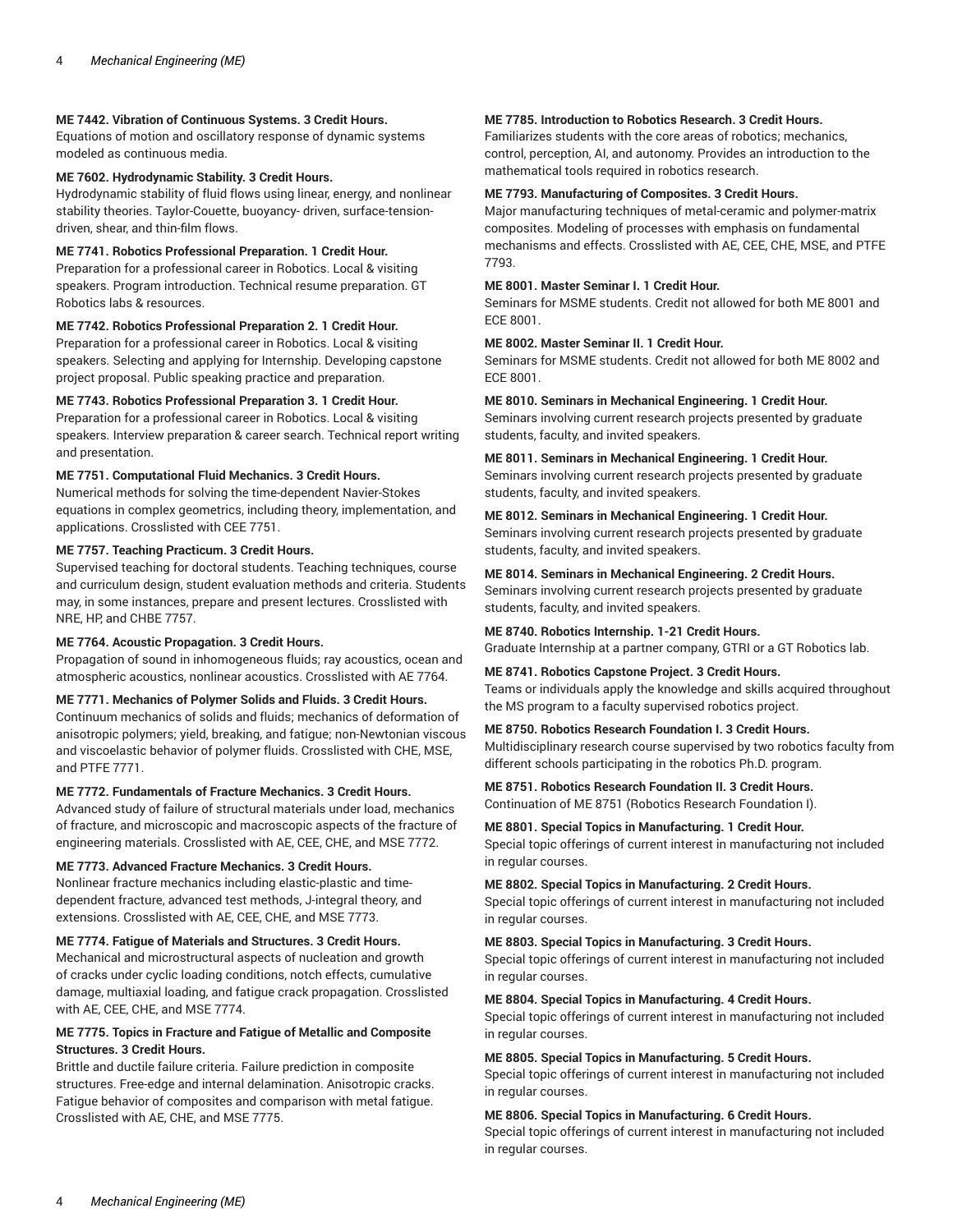**ME 7442. Vibration of Continuous Systems. 3 Credit Hours.**
Equations of motion and oscillatory response of dynamic systems modeled as continuous media.

**ME 7602. Hydrodynamic Stability. 3 Credit Hours.**
Hydrodynamic stability of fluid flows using linear, energy, and nonlinear stability theories. Taylor-Couette, buoyancy- driven, surface-tension-driven, shear, and thin-film flows.

**ME 7741. Robotics Professional Preparation. 1 Credit Hour.**
Preparation for a professional career in Robotics. Local & visiting speakers. Program introduction. Technical resume preparation. GT Robotics labs & resources.

**ME 7742. Robotics Professional Preparation 2. 1 Credit Hour.**
Preparation for a professional career in Robotics. Local & visiting speakers. Selecting and applying for Internship. Developing capstone project proposal. Public speaking practice and preparation.

**ME 7743. Robotics Professional Preparation 3. 1 Credit Hour.**
Preparation for a professional career in Robotics. Local & visiting speakers. Interview preparation & career search. Technical report writing and presentation.

**ME 7751. Computational Fluid Mechanics. 3 Credit Hours.**
Numerical methods for solving the time-dependent Navier-Stokes equations in complex geometries, including theory, implementation, and applications. Crosslisted with CEE 7751.

**ME 7757. Teaching Practicum. 3 Credit Hours.**
Supervised teaching for doctoral students. Teaching techniques, course and curriculum design, student evaluation methods and criteria. Students may, in some instances, prepare and present lectures. Crosslisted with NRE, HP, and CHBE 7757.

**ME 7764. Acoustic Propagation. 3 Credit Hours.**
Propagation of sound in inhomogeneous fluids; ray acoustics, ocean and atmospheric acoustics, nonlinear acoustics. Crosslisted with AE 7764.

**ME 7771. Mechanics of Polymer Solids and Fluids. 3 Credit Hours.**
Continuum mechanics of solids and fluids; mechanics of deformation of anisotropic polymers; yield, breaking, and fatigue; non-Newtonian viscous and viscoelastic behavior of polymer fluids. Crosslisted with CHE, MSE, and PTFE 7771.

**ME 7772. Fundamentals of Fracture Mechanics. 3 Credit Hours.**
Advanced study of failure of structural materials under load, mechanics of fracture, and microscopic and macroscopic aspects of the fracture of engineering materials. Crosslisted with AE, CEE, CHE, and MSE 7772.

**ME 7773. Advanced Fracture Mechanics. 3 Credit Hours.**
Nonlinear fracture mechanics including elastic-plastic and time-dependent fracture, advanced test methods, J-integral theory, and extensions. Crosslisted with AE, CEE, CHE, and MSE 7773.

**ME 7774. Fatigue of Materials and Structures. 3 Credit Hours.**
Mechanical and microstructural aspects of nucleation and growth of cracks under cyclic loading conditions, notch effects, cumulative damage, multiaxial loading, and fatigue crack propagation. Crosslisted with AE, CEE, CHE, and MSE 7774.

**ME 7775. Topics in Fracture and Fatigue of Metallic and Composite Structures. 3 Credit Hours.**
Brittle and ductile failure criteria. Failure prediction in composite structures. Free-edge and internal delamination. Anisotropic cracks. Fatigue behavior of composites and comparison with metal fatigue. Crosslisted with AE, CHE, and MSE 7775.

**ME 7785. Introduction to Robotics Research. 3 Credit Hours.**
Familiarizes students with the core areas of robotics; mechanics, control, perception, AI, and autonomy. Provides an introduction to the mathematical tools required in robotics research.

**ME 7793. Manufacturing of Composites. 3 Credit Hours.**
Major manufacturing techniques of metal-ceramic and polymer-matrix composites. Modeling of processes with emphasis on fundamental mechanisms and effects. Crosslisted with AE, CEE, CHE, MSE, and PTFE 7793.

**ME 8001. Master Seminar I. 1 Credit Hour.**
Seminars for MSME students. Credit not allowed for both ME 8001 and ECE 8001.

**ME 8002. Master Seminar II. 1 Credit Hour.**
Seminars for MSME students. Credit not allowed for both ME 8002 and ECE 8001.

**ME 8010. Seminars in Mechanical Engineering. 1 Credit Hour.**
Seminars involving current research projects presented by graduate students, faculty, and invited speakers.

**ME 8011. Seminars in Mechanical Engineering. 1 Credit Hour.**
Seminars involving current research projects presented by graduate students, faculty, and invited speakers.

**ME 8012. Seminars in Mechanical Engineering. 1 Credit Hour.**
Seminars involving current research projects presented by graduate students, faculty, and invited speakers.

**ME 8014. Seminars in Mechanical Engineering. 2 Credit Hours.**
Seminars involving current research projects presented by graduate students, faculty, and invited speakers.

**ME 8740. Robotics Internship. 1-21 Credit Hours.**
Graduate Internship at a partner company, GTRI or a GT Robotics lab.

**ME 8741. Robotics Capstone Project. 3 Credit Hours.**
Teams or individuals apply the knowledge and skills acquired throughout the MS program to a faculty supervised robotics project.

**ME 8750. Robotics Research Foundation I. 3 Credit Hours.**
Multidisciplinary research course supervised by two robotics faculty from different schools participating in the robotics Ph.D. program.

**ME 8751. Robotics Research Foundation II. 3 Credit Hours.**
Continuation of ME 8751 (Robotics Research Foundation I).

**ME 8801. Special Topics in Manufacturing. 1 Credit Hour.**
Special topic offerings of current interest in manufacturing not included in regular courses.

**ME 8802. Special Topics in Manufacturing. 2 Credit Hours.**
Special topic offerings of current interest in manufacturing not included in regular courses.

**ME 8803. Special Topics in Manufacturing. 3 Credit Hours.**
Special topic offerings of current interest in manufacturing not included in regular courses.

**ME 8804. Special Topics in Manufacturing. 4 Credit Hours.**
Special topic offerings of current interest in manufacturing not included in regular courses.

**ME 8805. Special Topics in Manufacturing. 5 Credit Hours.**
Special topic offerings of current interest in manufacturing not included in regular courses.

**ME 8806. Special Topics in Manufacturing. 6 Credit Hours.**
Special topic offerings of current interest in manufacturing not included in regular courses.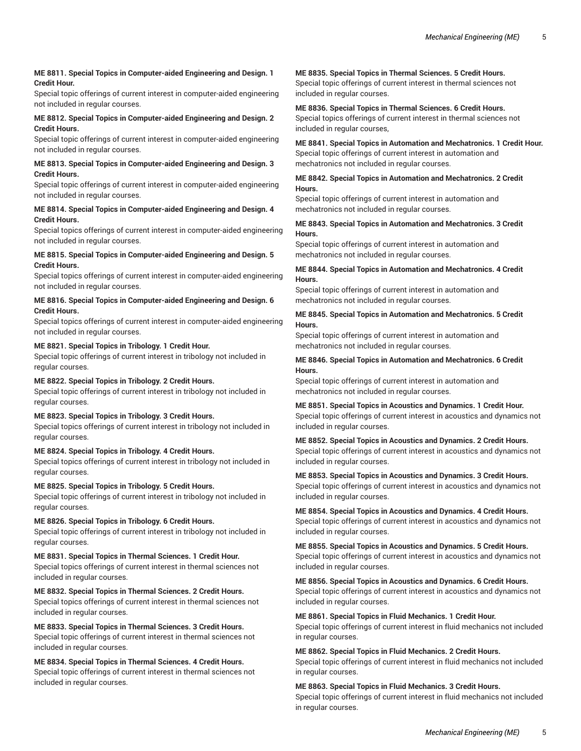**ME 8811. Special Topics in Computer-aided Engineering and Design. 1 Credit Hour.**
Special topic offerings of current interest in computer-aided engineering not included in regular courses.

**ME 8812. Special Topics in Computer-aided Engineering and Design. 2 Credit Hours.**
Special topic offerings of current interest in computer-aided engineering not included in regular courses.

**ME 8813. Special Topics in Computer-aided Engineering and Design. 3 Credit Hours.**
Special topic offerings of current interest in computer-aided engineering not included in regular courses.

**ME 8814. Special Topics in Computer-aided Engineering and Design. 4 Credit Hours.**
Special topics offerings of current interest in computer-aided engineering not included in regular courses.

**ME 8815. Special Topics in Computer-aided Engineering and Design. 5 Credit Hours.**
Special topics offerings of current interest in computer-aided engineering not included in regular courses.

**ME 8816. Special Topics in Computer-aided Engineering and Design. 6 Credit Hours.**
Special topics offerings of current interest in computer-aided engineering not included in regular courses.

**ME 8821. Special Topics in Tribology. 1 Credit Hour.**
Special topic offerings of current interest in tribology not included in regular courses.

**ME 8822. Special Topics in Tribology. 2 Credit Hours.**
Special topic offerings of current interest in tribology not included in regular courses.

**ME 8823. Special Topics in Tribology. 3 Credit Hours.**
Special topics offerings of current interest in tribology not included in regular courses.

**ME 8824. Special Topics in Tribology. 4 Credit Hours.**
Special topics offerings of current interest in tribology not included in regular courses.

**ME 8825. Special Topics in Tribology. 5 Credit Hours.**
Special topic offerings of current interest in tribology not included in regular courses.

**ME 8826. Special Topics in Tribology. 6 Credit Hours.**
Special topic offerings of current interest in tribology not included in regular courses.

**ME 8831. Special Topics in Thermal Sciences. 1 Credit Hour.**
Special topics offerings of current interest in thermal sciences not included in regular courses.

**ME 8832. Special Topics in Thermal Sciences. 2 Credit Hours.**
Special topics offerings of current interest in thermal sciences not included in regular courses.

**ME 8833. Special Topics in Thermal Sciences. 3 Credit Hours.**
Special topic offerings of current interest in thermal sciences not included in regular courses.

**ME 8834. Special Topics in Thermal Sciences. 4 Credit Hours.**
Special topic offerings of current interest in thermal sciences not included in regular courses.

**ME 8835. Special Topics in Thermal Sciences. 5 Credit Hours.**
Special topic offerings of current interest in thermal sciences not included in regular courses.

**ME 8836. Special Topics in Thermal Sciences. 6 Credit Hours.**
Special topics offerings of current interest in thermal sciences not included in regular courses,

**ME 8841. Special Topics in Automation and Mechatronics. 1 Credit Hour.**
Special topic offerings of current interest in automation and mechatronics not included in regular courses.

**ME 8842. Special Topics in Automation and Mechatronics. 2 Credit Hours.**
Special topic offerings of current interest in automation and mechatronics not included in regular courses.

**ME 8843. Special Topics in Automation and Mechatronics. 3 Credit Hours.**
Special topic offerings of current interest in automation and mechatronics not included in regular courses.

**ME 8844. Special Topics in Automation and Mechatronics. 4 Credit Hours.**
Special topic offerings of current interest in automation and mechatronics not included in regular courses.

**ME 8845. Special Topics in Automation and Mechatronics. 5 Credit Hours.**
Special topic offerings of current interest in automation and mechatronics not included in regular courses.

**ME 8846. Special Topics in Automation and Mechatronics. 6 Credit Hours.**
Special topic offerings of current interest in automation and mechatronics not included in regular courses.

**ME 8851. Special Topics in Acoustics and Dynamics. 1 Credit Hour.**
Special topic offerings of current interest in acoustics and dynamics not included in regular courses.

**ME 8852. Special Topics in Acoustics and Dynamics. 2 Credit Hours.**
Special topic offerings of current interest in acoustics and dynamics not included in regular courses.

**ME 8853. Special Topics in Acoustics and Dynamics. 3 Credit Hours.**
Special topic offerings of current interest in acoustics and dynamics not included in regular courses.

**ME 8854. Special Topics in Acoustics and Dynamics. 4 Credit Hours.**
Special topic offerings of current interest in acoustics and dynamics not included in regular courses.

**ME 8855. Special Topics in Acoustics and Dynamics. 5 Credit Hours.**
Special topic offerings of current interest in acoustics and dynamics not included in regular courses.

**ME 8856. Special Topics in Acoustics and Dynamics. 6 Credit Hours.**
Special topic offerings of current interest in acoustics and dynamics not included in regular courses.

**ME 8861. Special Topics in Fluid Mechanics. 1 Credit Hour.**
Special topic offerings of current interest in fluid mechanics not included in regular courses.

**ME 8862. Special Topics in Fluid Mechanics. 2 Credit Hours.**
Special topic offerings of current interest in fluid mechanics not included in regular courses.

**ME 8863. Special Topics in Fluid Mechanics. 3 Credit Hours.**
Special topic offerings of current interest in fluid mechanics not included in regular courses.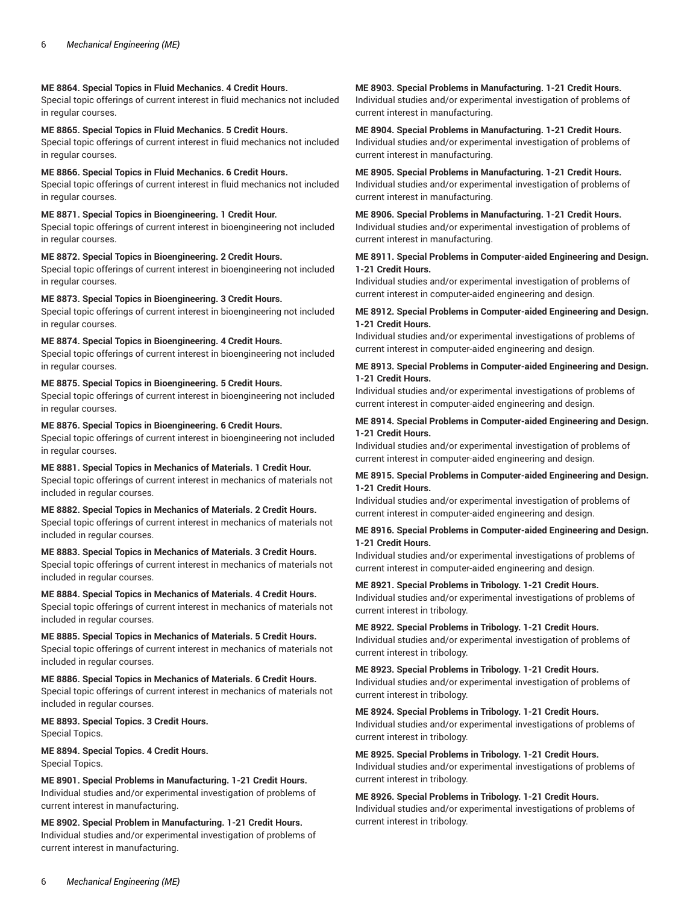**ME 8864. Special Topics in Fluid Mechanics. 4 Credit Hours.**
Special topic offerings of current interest in fluid mechanics not included in regular courses.

**ME 8865. Special Topics in Fluid Mechanics. 5 Credit Hours.**
Special topic offerings of current interest in fluid mechanics not included in regular courses.

**ME 8866. Special Topics in Fluid Mechanics. 6 Credit Hours.**
Special topic offerings of current interest in fluid mechanics not included in regular courses.

**ME 8871. Special Topics in Bioengineering. 1 Credit Hour.**
Special topic offerings of current interest in bioengineering not included in regular courses.

**ME 8872. Special Topics in Bioengineering. 2 Credit Hours.**
Special topic offerings of current interest in bioengineering not included in regular courses.

**ME 8873. Special Topics in Bioengineering. 3 Credit Hours.**
Special topic offerings of current interest in bioengineering not included in regular courses.

**ME 8874. Special Topics in Bioengineering. 4 Credit Hours.**
Special topic offerings of current interest in bioengineering not included in regular courses.

**ME 8875. Special Topics in Bioengineering. 5 Credit Hours.**
Special topic offerings of current interest in bioengineering not included in regular courses.

**ME 8876. Special Topics in Bioengineering. 6 Credit Hours.**
Special topic offerings of current interest in bioengineering not included in regular courses.

**ME 8881. Special Topics in Mechanics of Materials. 1 Credit Hour.**
Special topic offerings of current interest in mechanics of materials not included in regular courses.

**ME 8882. Special Topics in Mechanics of Materials. 2 Credit Hours.**
Special topic offerings of current interest in mechanics of materials not included in regular courses.

**ME 8883. Special Topics in Mechanics of Materials. 3 Credit Hours.**
Special topic offerings of current interest in mechanics of materials not included in regular courses.

**ME 8884. Special Topics in Mechanics of Materials. 4 Credit Hours.**
Special topic offerings of current interest in mechanics of materials not included in regular courses.

**ME 8885. Special Topics in Mechanics of Materials. 5 Credit Hours.**
Special topic offerings of current interest in mechanics of materials not included in regular courses.

**ME 8886. Special Topics in Mechanics of Materials. 6 Credit Hours.**
Special topic offerings of current interest in mechanics of materials not included in regular courses.

**ME 8893. Special Topics. 3 Credit Hours.**
Special Topics.

**ME 8894. Special Topics. 4 Credit Hours.**
Special Topics.

**ME 8901. Special Problems in Manufacturing. 1-21 Credit Hours.**
Individual studies and/or experimental investigation of problems of current interest in manufacturing.

**ME 8902. Special Problem in Manufacturing. 1-21 Credit Hours.**
Individual studies and/or experimental investigation of problems of current interest in manufacturing.

**ME 8903. Special Problems in Manufacturing. 1-21 Credit Hours.**
Individual studies and/or experimental investigation of problems of current interest in manufacturing.

**ME 8904. Special Problems in Manufacturing. 1-21 Credit Hours.**
Individual studies and/or experimental investigation of problems of current interest in manufacturing.

**ME 8905. Special Problems in Manufacturing. 1-21 Credit Hours.**
Individual studies and/or experimental investigation of problems of current interest in manufacturing.

**ME 8906. Special Problems in Manufacturing. 1-21 Credit Hours.**
Individual studies and/or experimental investigation of problems of current interest in manufacturing.

**ME 8911. Special Problems in Computer-aided Engineering and Design. 1-21 Credit Hours.**
Individual studies and/or experimental investigation of problems of current interest in computer-aided engineering and design.

**ME 8912. Special Problems in Computer-aided Engineering and Design. 1-21 Credit Hours.**
Individual studies and/or experimental investigations of problems of current interest in computer-aided engineering and design.

**ME 8913. Special Problems in Computer-aided Engineering and Design. 1-21 Credit Hours.**
Individual studies and/or experimental investigations of problems of current interest in computer-aided engineering and design.

**ME 8914. Special Problems in Computer-aided Engineering and Design. 1-21 Credit Hours.**
Individual studies and/or experimental investigation of problems of current interest in computer-aided engineering and design.

**ME 8915. Special Problems in Computer-aided Engineering and Design. 1-21 Credit Hours.**
Individual studies and/or experimental investigation of problems of current interest in computer-aided engineering and design.

**ME 8916. Special Problems in Computer-aided Engineering and Design. 1-21 Credit Hours.**
Individual studies and/or experimental investigations of problems of current interest in computer-aided engineering and design.

**ME 8921. Special Problems in Tribology. 1-21 Credit Hours.**
Individual studies and/or experimental investigations of problems of current interest in tribology.

**ME 8922. Special Problems in Tribology. 1-21 Credit Hours.**
Individual studies and/or experimental investigation of problems of current interest in tribology.

**ME 8923. Special Problems in Tribology. 1-21 Credit Hours.**
Individual studies and/or experimental investigation of problems of current interest in tribology.

**ME 8924. Special Problems in Tribology. 1-21 Credit Hours.**
Individual studies and/or experimental investigations of problems of current interest in tribology.

**ME 8925. Special Problems in Tribology. 1-21 Credit Hours.**
Individual studies and/or experimental investigations of problems of current interest in tribology.

**ME 8926. Special Problems in Tribology. 1-21 Credit Hours.**
Individual studies and/or experimental investigations of problems of current interest in tribology.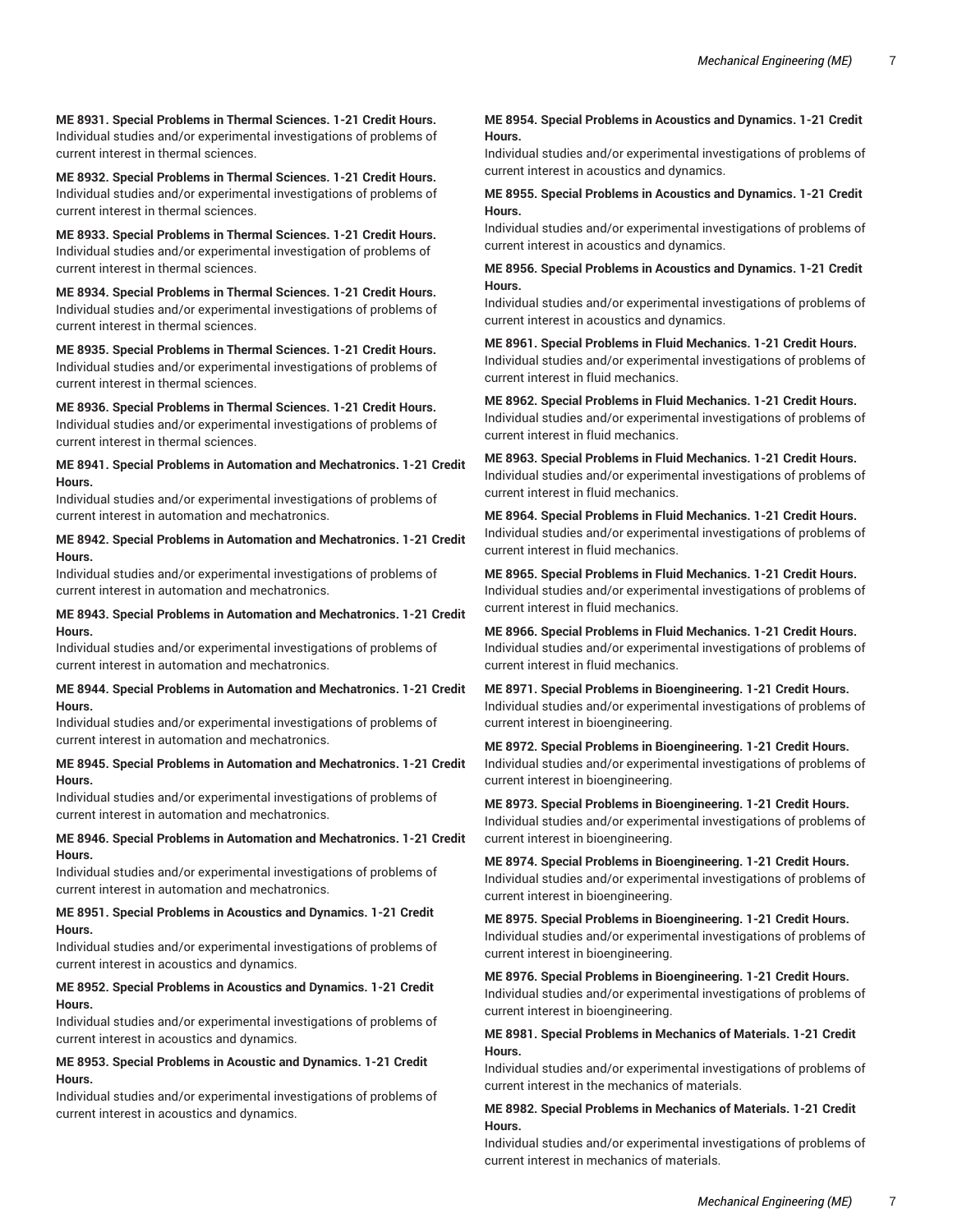**ME 8931. Special Problems in Thermal Sciences. 1-21 Credit Hours.**
Individual studies and/or experimental investigations of problems of current interest in thermal sciences.

**ME 8932. Special Problems in Thermal Sciences. 1-21 Credit Hours.**
Individual studies and/or experimental investigations of problems of current interest in thermal sciences.

**ME 8933. Special Problems in Thermal Sciences. 1-21 Credit Hours.**
Individual studies and/or experimental investigation of problems of current interest in thermal sciences.

**ME 8934. Special Problems in Thermal Sciences. 1-21 Credit Hours.**
Individual studies and/or experimental investigations of problems of current interest in thermal sciences.

**ME 8935. Special Problems in Thermal Sciences. 1-21 Credit Hours.**
Individual studies and/or experimental investigations of problems of current interest in thermal sciences.

**ME 8936. Special Problems in Thermal Sciences. 1-21 Credit Hours.**
Individual studies and/or experimental investigations of problems of current interest in thermal sciences.

**ME 8941. Special Problems in Automation and Mechatronics. 1-21 Credit Hours.**
Individual studies and/or experimental investigations of problems of current interest in automation and mechatronics.

**ME 8942. Special Problems in Automation and Mechatronics. 1-21 Credit Hours.**
Individual studies and/or experimental investigations of problems of current interest in automation and mechatronics.

**ME 8943. Special Problems in Automation and Mechatronics. 1-21 Credit Hours.**
Individual studies and/or experimental investigations of problems of current interest in automation and mechatronics.

**ME 8944. Special Problems in Automation and Mechatronics. 1-21 Credit Hours.**
Individual studies and/or experimental investigations of problems of current interest in automation and mechatronics.

**ME 8945. Special Problems in Automation and Mechatronics. 1-21 Credit Hours.**
Individual studies and/or experimental investigations of problems of current interest in automation and mechatronics.

**ME 8946. Special Problems in Automation and Mechatronics. 1-21 Credit Hours.**
Individual studies and/or experimental investigations of problems of current interest in automation and mechatronics.

**ME 8951. Special Problems in Acoustics and Dynamics. 1-21 Credit Hours.**
Individual studies and/or experimental investigations of problems of current interest in acoustics and dynamics.

**ME 8952. Special Problems in Acoustics and Dynamics. 1-21 Credit Hours.**
Individual studies and/or experimental investigations of problems of current interest in acoustics and dynamics.

**ME 8953. Special Problems in Acoustic and Dynamics. 1-21 Credit Hours.**
Individual studies and/or experimental investigations of problems of current interest in acoustics and dynamics.

**ME 8954. Special Problems in Acoustics and Dynamics. 1-21 Credit Hours.**
Individual studies and/or experimental investigations of problems of current interest in acoustics and dynamics.

**ME 8955. Special Problems in Acoustics and Dynamics. 1-21 Credit Hours.**
Individual studies and/or experimental investigations of problems of current interest in acoustics and dynamics.

**ME 8956. Special Problems in Acoustics and Dynamics. 1-21 Credit Hours.**
Individual studies and/or experimental investigations of problems of current interest in acoustics and dynamics.

**ME 8961. Special Problems in Fluid Mechanics. 1-21 Credit Hours.**
Individual studies and/or experimental investigations of problems of current interest in fluid mechanics.

**ME 8962. Special Problems in Fluid Mechanics. 1-21 Credit Hours.**
Individual studies and/or experimental investigations of problems of current interest in fluid mechanics.

**ME 8963. Special Problems in Fluid Mechanics. 1-21 Credit Hours.**
Individual studies and/or experimental investigations of problems of current interest in fluid mechanics.

**ME 8964. Special Problems in Fluid Mechanics. 1-21 Credit Hours.**
Individual studies and/or experimental investigations of problems of current interest in fluid mechanics.

**ME 8965. Special Problems in Fluid Mechanics. 1-21 Credit Hours.**
Individual studies and/or experimental investigations of problems of current interest in fluid mechanics.

**ME 8966. Special Problems in Fluid Mechanics. 1-21 Credit Hours.**
Individual studies and/or experimental investigations of problems of current interest in fluid mechanics.

**ME 8971. Special Problems in Bioengineering. 1-21 Credit Hours.**
Individual studies and/or experimental investigations of problems of current interest in bioengineering.

**ME 8972. Special Problems in Bioengineering. 1-21 Credit Hours.**
Individual studies and/or experimental investigations of problems of current interest in bioengineering.

**ME 8973. Special Problems in Bioengineering. 1-21 Credit Hours.**
Individual studies and/or experimental investigations of problems of current interest in bioengineering.

**ME 8974. Special Problems in Bioengineering. 1-21 Credit Hours.**
Individual studies and/or experimental investigations of problems of current interest in bioengineering.

**ME 8975. Special Problems in Bioengineering. 1-21 Credit Hours.**
Individual studies and/or experimental investigations of problems of current interest in bioengineering.

**ME 8976. Special Problems in Bioengineering. 1-21 Credit Hours.**
Individual studies and/or experimental investigations of problems of current interest in bioengineering.

**ME 8981. Special Problems in Mechanics of Materials. 1-21 Credit Hours.**
Individual studies and/or experimental investigations of problems of current interest in the mechanics of materials.

**ME 8982. Special Problems in Mechanics of Materials. 1-21 Credit Hours.**
Individual studies and/or experimental investigations of problems of current interest in mechanics of materials.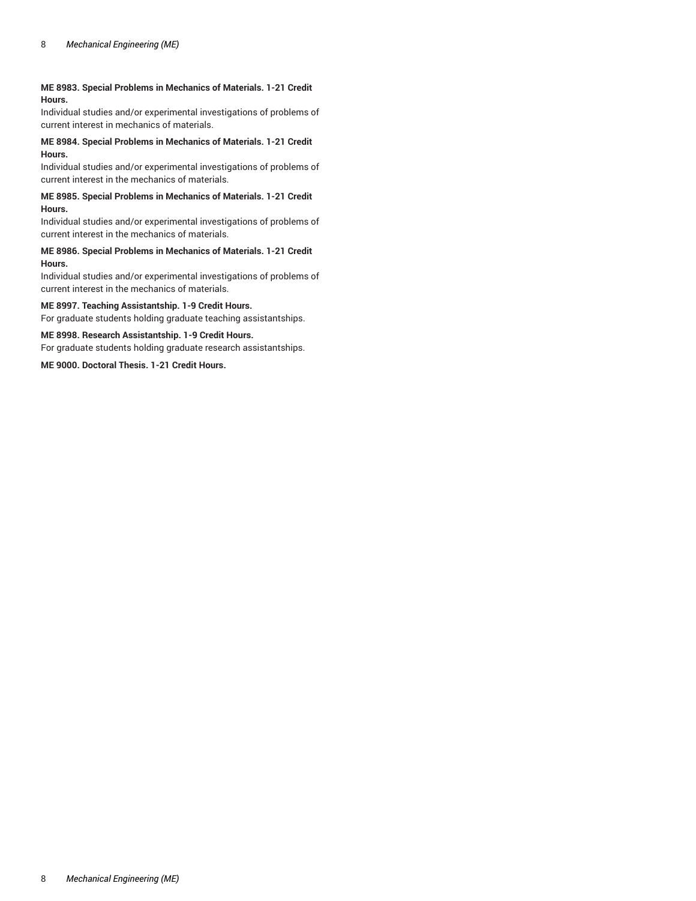**ME 8983. Special Problems in Mechanics of Materials. 1-21 Credit Hours.**

Individual studies and/or experimental investigations of problems of current interest in mechanics of materials.

**ME 8984. Special Problems in Mechanics of Materials. 1-21 Credit Hours.**

Individual studies and/or experimental investigations of problems of current interest in the mechanics of materials.

**ME 8985. Special Problems in Mechanics of Materials. 1-21 Credit Hours.**

Individual studies and/or experimental investigations of problems of current interest in the mechanics of materials.

**ME 8986. Special Problems in Mechanics of Materials. 1-21 Credit Hours.**

Individual studies and/or experimental investigations of problems of current interest in the mechanics of materials.

**ME 8997. Teaching Assistantship. 1-9 Credit Hours.**

For graduate students holding graduate teaching assistantships.

**ME 8998. Research Assistantship. 1-9 Credit Hours.**

For graduate students holding graduate research assistantships.

**ME 9000. Doctoral Thesis. 1-21 Credit Hours.**